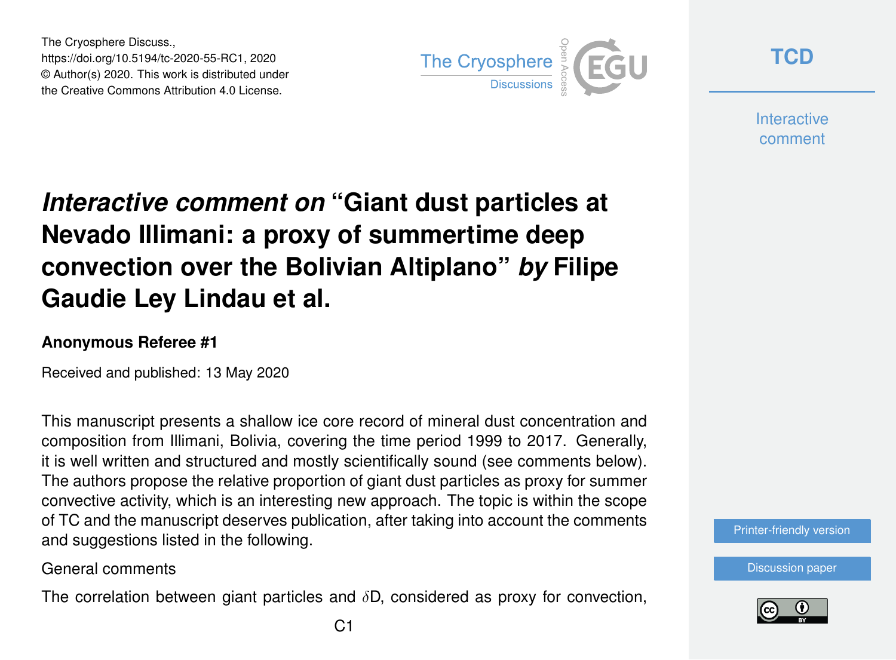The Cryosphere Discuss.,
https://doi.org/10.5194/tc-2020-55-RC1, 2020
© Author(s) 2020. This work is distributed under
the Creative Commons Attribution 4.0 License.

# *Interactive comment on* "Giant dust particles at Nevado Illimani: a proxy of summertime deep convection over the Bolivian Altiplano" *by* Filipe Gaudie Ley Lindau et al.

**Anonymous Referee #1**

Received and published: 13 May 2020

This manuscript presents a shallow ice core record of mineral dust concentration and composition from Illimani, Bolivia, covering the time period 1999 to 2017. Generally, it is well written and structured and mostly scientifically sound (see comments below). The authors propose the relative proportion of giant dust particles as proxy for summer convective activity, which is an interesting new approach. The topic is within the scope of TC and the manuscript deserves publication, after taking into account the comments and suggestions listed in the following.

General comments

The correlation between giant particles and $\delta D$, considered as proxy for convection,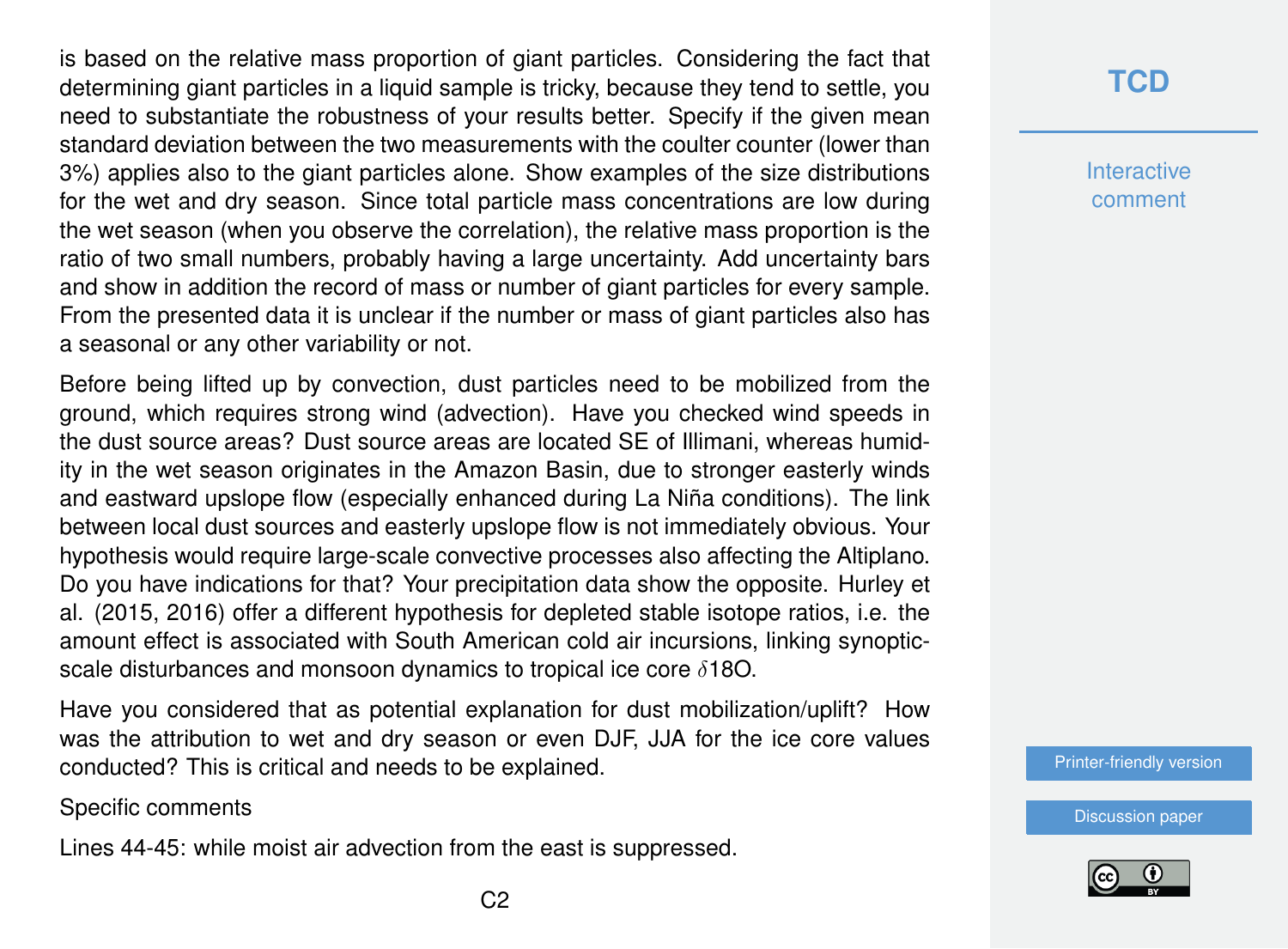is based on the relative mass proportion of giant particles. Considering the fact that determining giant particles in a liquid sample is tricky, because they tend to settle, you need to substantiate the robustness of your results better. Specify if the given mean standard deviation between the two measurements with the coulter counter (lower than 3%) applies also to the giant particles alone. Show examples of the size distributions for the wet and dry season. Since total particle mass concentrations are low during the wet season (when you observe the correlation), the relative mass proportion is the ratio of two small numbers, probably having a large uncertainty. Add uncertainty bars and show in addition the record of mass or number of giant particles for every sample. From the presented data it is unclear if the number or mass of giant particles also has a seasonal or any other variability or not.

Before being lifted up by convection, dust particles need to be mobilized from the ground, which requires strong wind (advection). Have you checked wind speeds in the dust source areas? Dust source areas are located SE of Illimani, whereas humidity in the wet season originates in the Amazon Basin, due to stronger easterly winds and eastward upslope flow (especially enhanced during La Niña conditions). The link between local dust sources and easterly upslope flow is not immediately obvious. Your hypothesis would require large-scale convective processes also affecting the Altiplano. Do you have indications for that? Your precipitation data show the opposite. Hurley et al. (2015, 2016) offer a different hypothesis for depleted stable isotope ratios, i.e. the amount effect is associated with South American cold air incursions, linking synoptic-scale disturbances and monsoon dynamics to tropical ice core $\delta$18O.

Have you considered that as potential explanation for dust mobilization/uplift? How was the attribution to wet and dry season or even DJF, JJA for the ice core values conducted? This is critical and needs to be explained.

Specific comments

Lines 44-45: while moist air advection from the east is suppressed.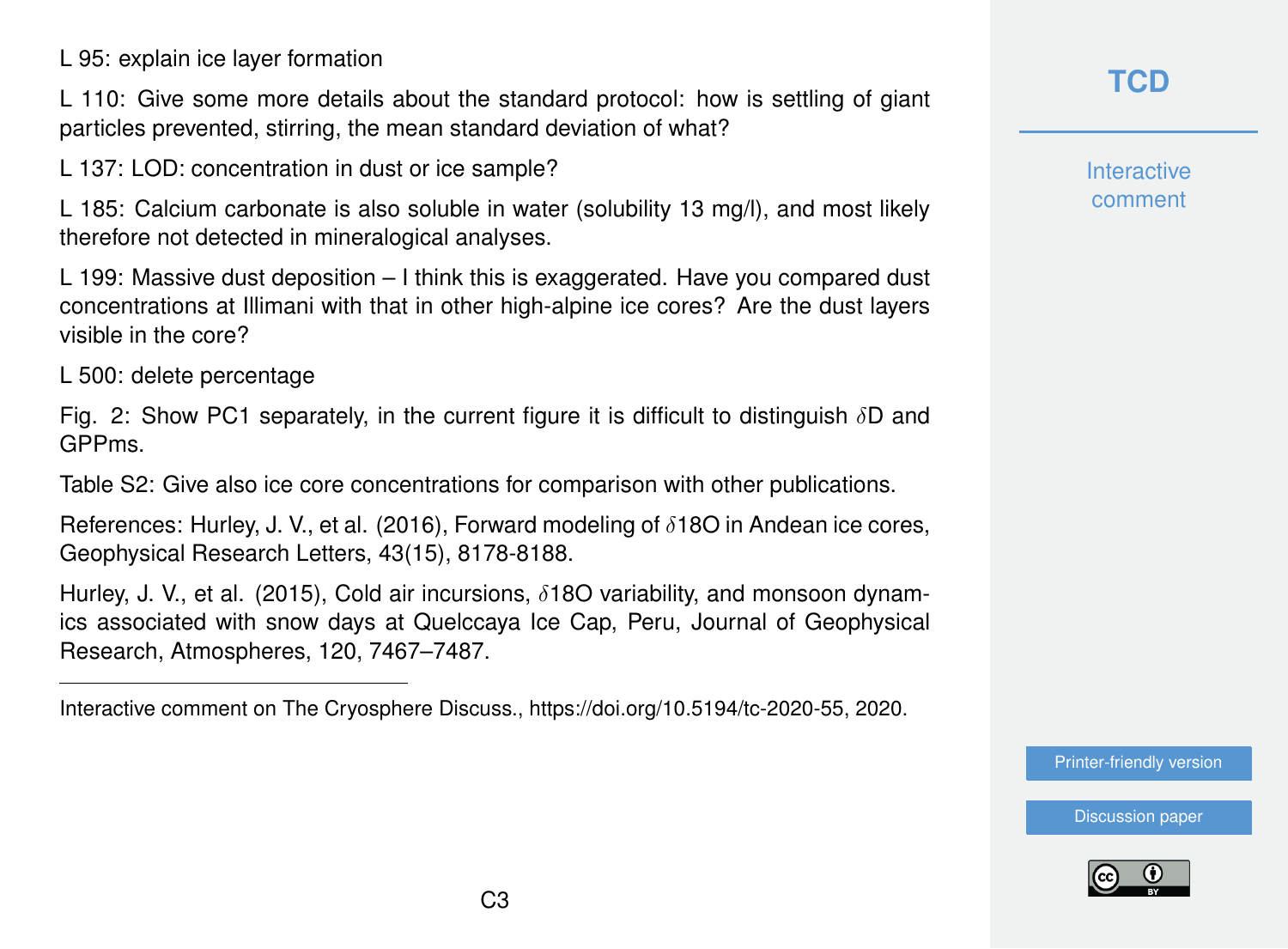L 95: explain ice layer formation

L 110: Give some more details about the standard protocol: how is settling of giant particles prevented, stirring, the mean standard deviation of what?

L 137: LOD: concentration in dust or ice sample?

L 185: Calcium carbonate is also soluble in water (solubility 13 mg/l), and most likely therefore not detected in mineralogical analyses.

L 199: Massive dust deposition – I think this is exaggerated. Have you compared dust concentrations at Illimani with that in other high-alpine ice cores? Are the dust layers visible in the core?

L 500: delete percentage

Fig. 2: Show PC1 separately, in the current figure it is difficult to distinguish $\delta$D and GPPms.

Table S2: Give also ice core concentrations for comparison with other publications.

References: Hurley, J. V., et al. (2016), Forward modeling of $\delta$18O in Andean ice cores, Geophysical Research Letters, 43(15), 8178-8188.

Hurley, J. V., et al. (2015), Cold air incursions, $\delta$18O variability, and monsoon dynamics associated with snow days at Quelccaya Ice Cap, Peru, Journal of Geophysical Research, Atmospheres, 120, 7467–7487.

---

Interactive comment on The Cryosphere Discuss., https://doi.org/10.5194/tc-2020-55, 2020.